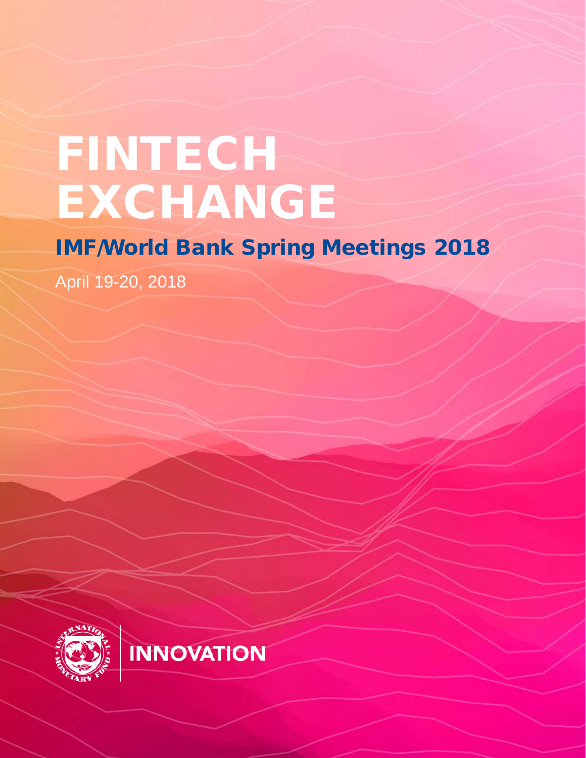# FINTECH EXCHANGE

## IMF/World Bank Spring Meetings 2018

April 19-20, 2018

INNOVATION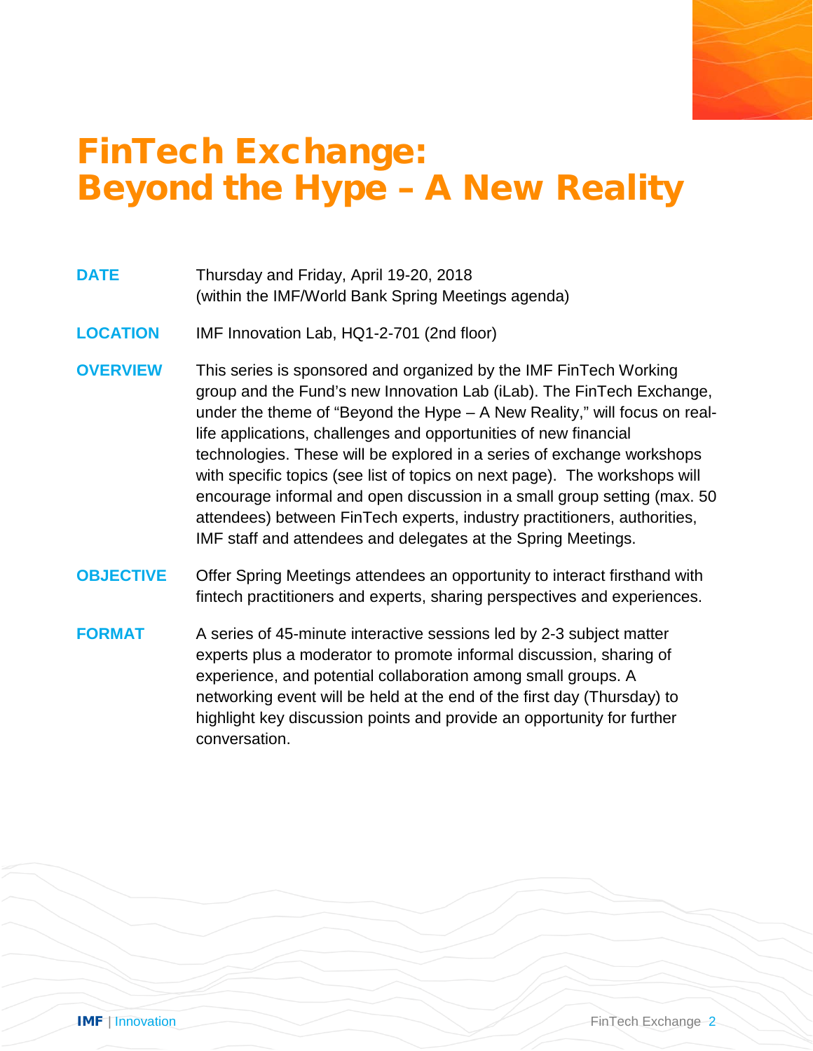# FinTech Exchange: Beyond the Hype – A New Reality

**DATE**
Thursday and Friday, April 19-20, 2018
(within the IMF/World Bank Spring Meetings agenda)

**LOCATION**
IMF Innovation Lab, HQ1-2-701 (2nd floor)

**OVERVIEW**
This series is sponsored and organized by the IMF FinTech Working group and the Fund's new Innovation Lab (iLab). The FinTech Exchange, under the theme of "Beyond the Hype – A New Reality," will focus on real-life applications, challenges and opportunities of new financial technologies. These will be explored in a series of exchange workshops with specific topics (see list of topics on next page). The workshops will encourage informal and open discussion in a small group setting (max. 50 attendees) between FinTech experts, industry practitioners, authorities, IMF staff and attendees and delegates at the Spring Meetings.

**OBJECTIVE**
Offer Spring Meetings attendees an opportunity to interact firsthand with fintech practitioners and experts, sharing perspectives and experiences.

**FORMAT**
A series of 45-minute interactive sessions led by 2-3 subject matter experts plus a moderator to promote informal discussion, sharing of experience, and potential collaboration among small groups. A networking event will be held at the end of the first day (Thursday) to highlight key discussion points and provide an opportunity for further conversation.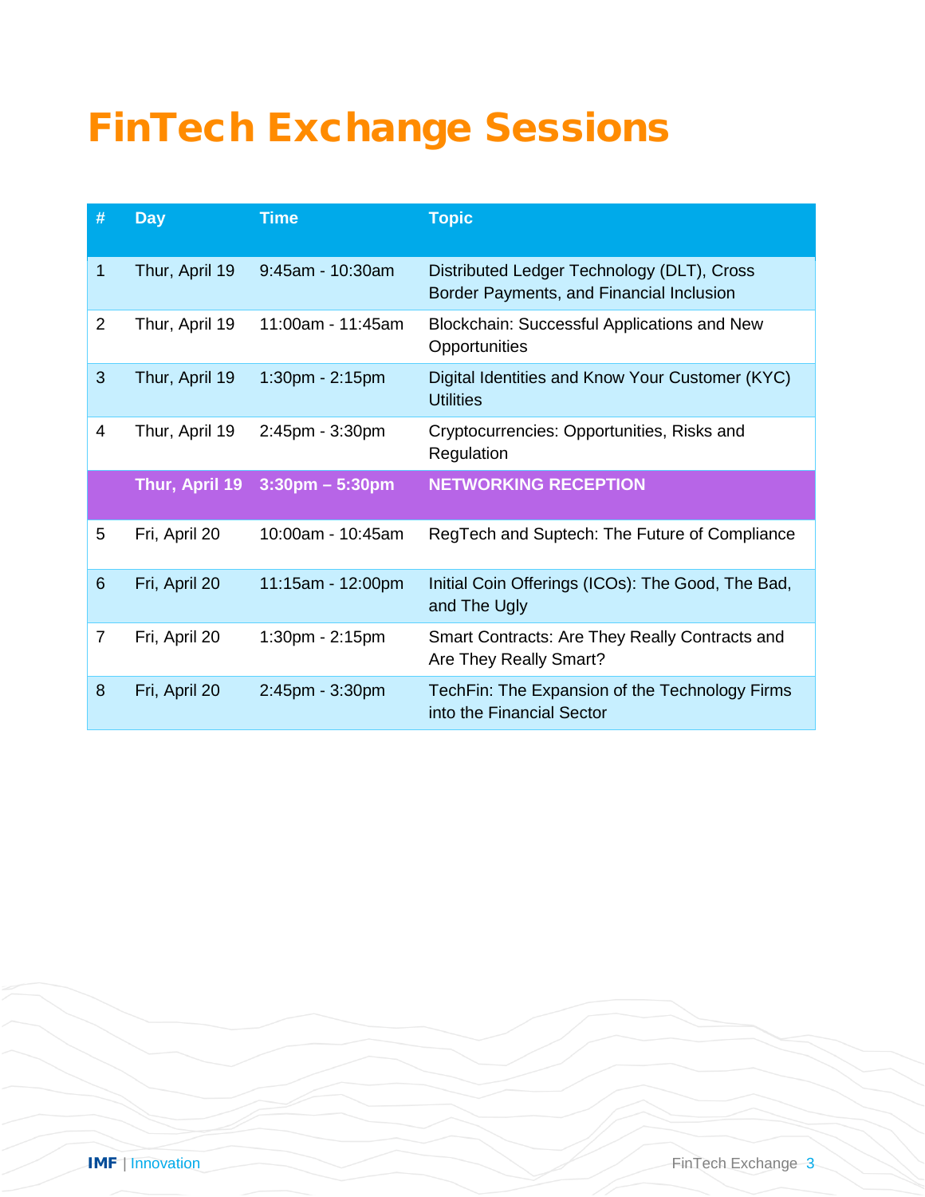# FinTech Exchange Sessions

| # | Day | Time | Topic |
|---|---|---|---|
| 1 | Thur, April 19 | 9:45am - 10:30am | Distributed Ledger Technology (DLT), Cross Border Payments, and Financial Inclusion |
| 2 | Thur, April 19 | 11:00am - 11:45am | Blockchain: Successful Applications and New Opportunities |
| 3 | Thur, April 19 | 1:30pm - 2:15pm | Digital Identities and Know Your Customer (KYC) Utilities |
| 4 | Thur, April 19 | 2:45pm - 3:30pm | Cryptocurrencies: Opportunities, Risks and Regulation |
| | **Thur, April 19** | **3:30pm – 5:30pm** | **NETWORKING RECEPTION** |
| 5 | Fri, April 20 | 10:00am - 10:45am | RegTech and Suptech: The Future of Compliance |
| 6 | Fri, April 20 | 11:15am - 12:00pm | Initial Coin Offerings (ICOs): The Good, The Bad, and The Ugly |
| 7 | Fri, April 20 | 1:30pm - 2:15pm | Smart Contracts: Are They Really Contracts and Are They Really Smart? |
| 8 | Fri, April 20 | 2:45pm - 3:30pm | TechFin: The Expansion of the Technology Firms into the Financial Sector |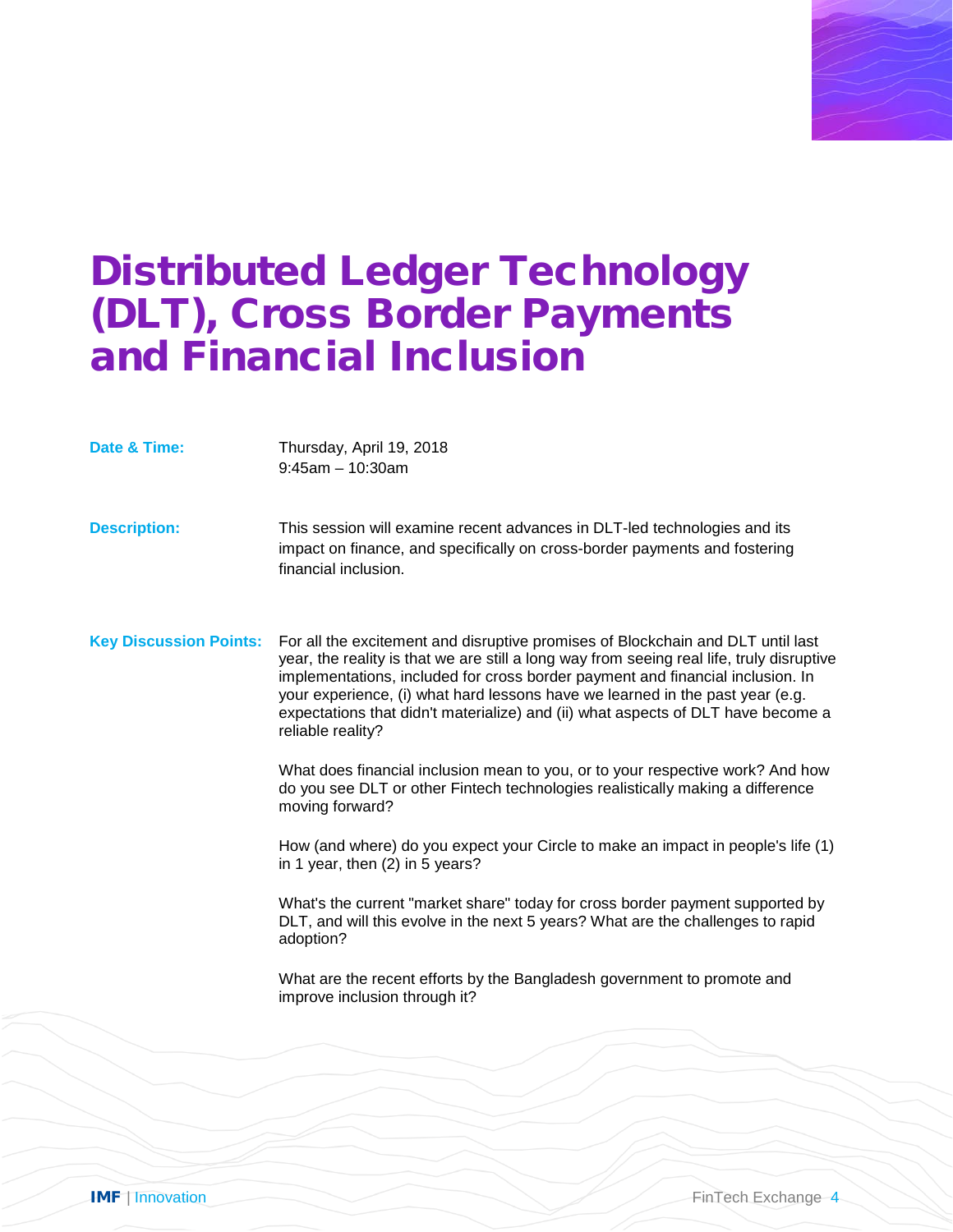# Distributed Ledger Technology (DLT), Cross Border Payments and Financial Inclusion

**Date & Time:** Thursday, April 19, 2018
9:45am – 10:30am

**Description:** This session will examine recent advances in DLT-led technologies and its impact on finance, and specifically on cross-border payments and fostering financial inclusion.

**Key Discussion Points:** For all the excitement and disruptive promises of Blockchain and DLT until last year, the reality is that we are still a long way from seeing real life, truly disruptive implementations, included for cross border payment and financial inclusion. In your experience, (i) what hard lessons have we learned in the past year (e.g. expectations that didn't materialize) and (ii) what aspects of DLT have become a reliable reality?

What does financial inclusion mean to you, or to your respective work? And how do you see DLT or other Fintech technologies realistically making a difference moving forward?

How (and where) do you expect your Circle to make an impact in people's life (1) in 1 year, then (2) in 5 years?

What's the current "market share" today for cross border payment supported by DLT, and will this evolve in the next 5 years? What are the challenges to rapid adoption?

What are the recent efforts by the Bangladesh government to promote and improve inclusion through it?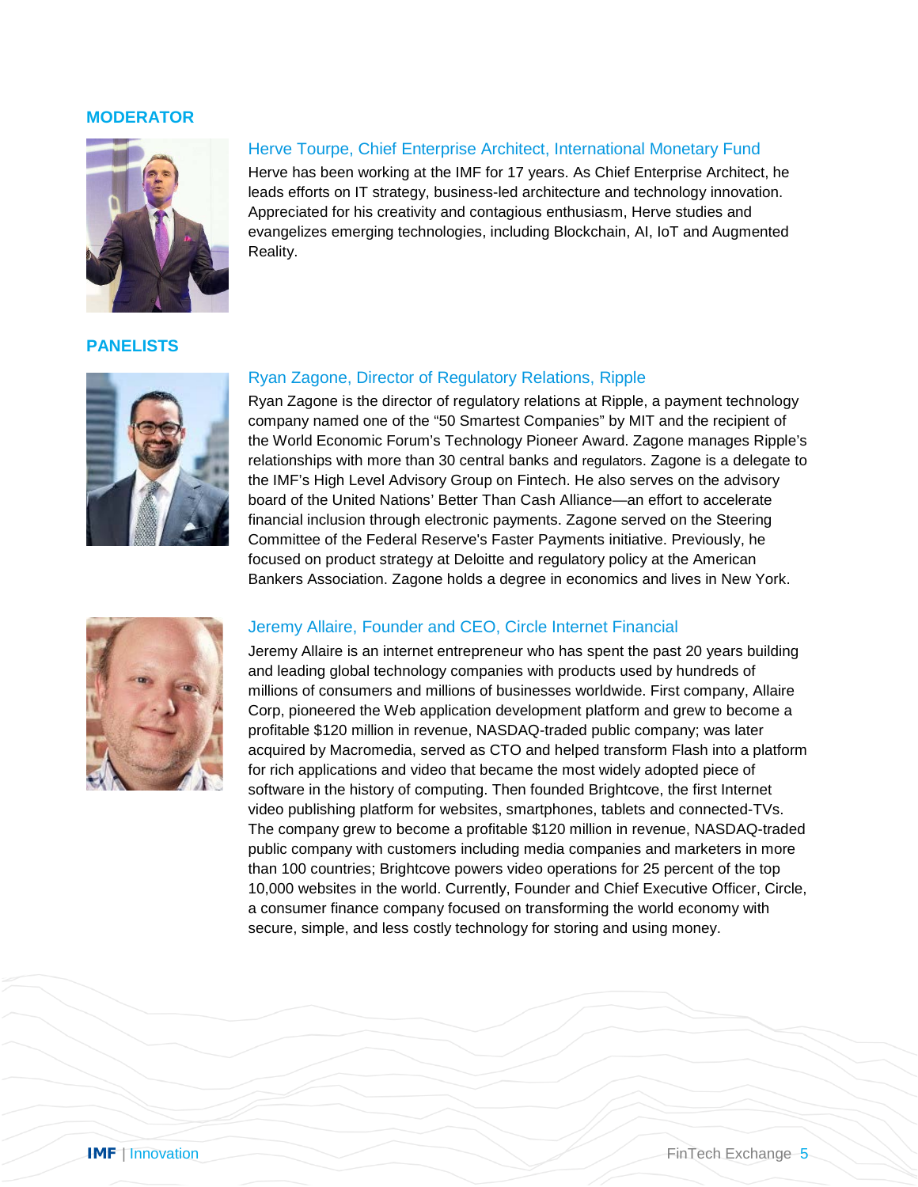## MODERATOR

### Herve Tourpe, Chief Enterprise Architect, International Monetary Fund

Herve has been working at the IMF for 17 years. As Chief Enterprise Architect, he leads efforts on IT strategy, business-led architecture and technology innovation. Appreciated for his creativity and contagious enthusiasm, Herve studies and evangelizes emerging technologies, including Blockchain, AI, IoT and Augmented Reality.

## PANELISTS

### Ryan Zagone, Director of Regulatory Relations, Ripple

Ryan Zagone is the director of regulatory relations at Ripple, a payment technology company named one of the “50 Smartest Companies” by MIT and the recipient of the World Economic Forum’s Technology Pioneer Award. Zagone manages Ripple’s relationships with more than 30 central banks and regulators. Zagone is a delegate to the IMF’s High Level Advisory Group on Fintech. He also serves on the advisory board of the United Nations’ Better Than Cash Alliance—an effort to accelerate financial inclusion through electronic payments. Zagone served on the Steering Committee of the Federal Reserve's Faster Payments initiative. Previously, he focused on product strategy at Deloitte and regulatory policy at the American Bankers Association. Zagone holds a degree in economics and lives in New York.

### Jeremy Allaire, Founder and CEO, Circle Internet Financial

Jeremy Allaire is an internet entrepreneur who has spent the past 20 years building and leading global technology companies with products used by hundreds of millions of consumers and millions of businesses worldwide. First company, Allaire Corp, pioneered the Web application development platform and grew to become a profitable $120 million in revenue, NASDAQ-traded public company; was later acquired by Macromedia, served as CTO and helped transform Flash into a platform for rich applications and video that became the most widely adopted piece of software in the history of computing. Then founded Brightcove, the first Internet video publishing platform for websites, smartphones, tablets and connected-TVs. The company grew to become a profitable $120 million in revenue, NASDAQ-traded public company with customers including media companies and marketers in more than 100 countries; Brightcove powers video operations for 25 percent of the top 10,000 websites in the world. Currently, Founder and Chief Executive Officer, Circle, a consumer finance company focused on transforming the world economy with secure, simple, and less costly technology for storing and using money.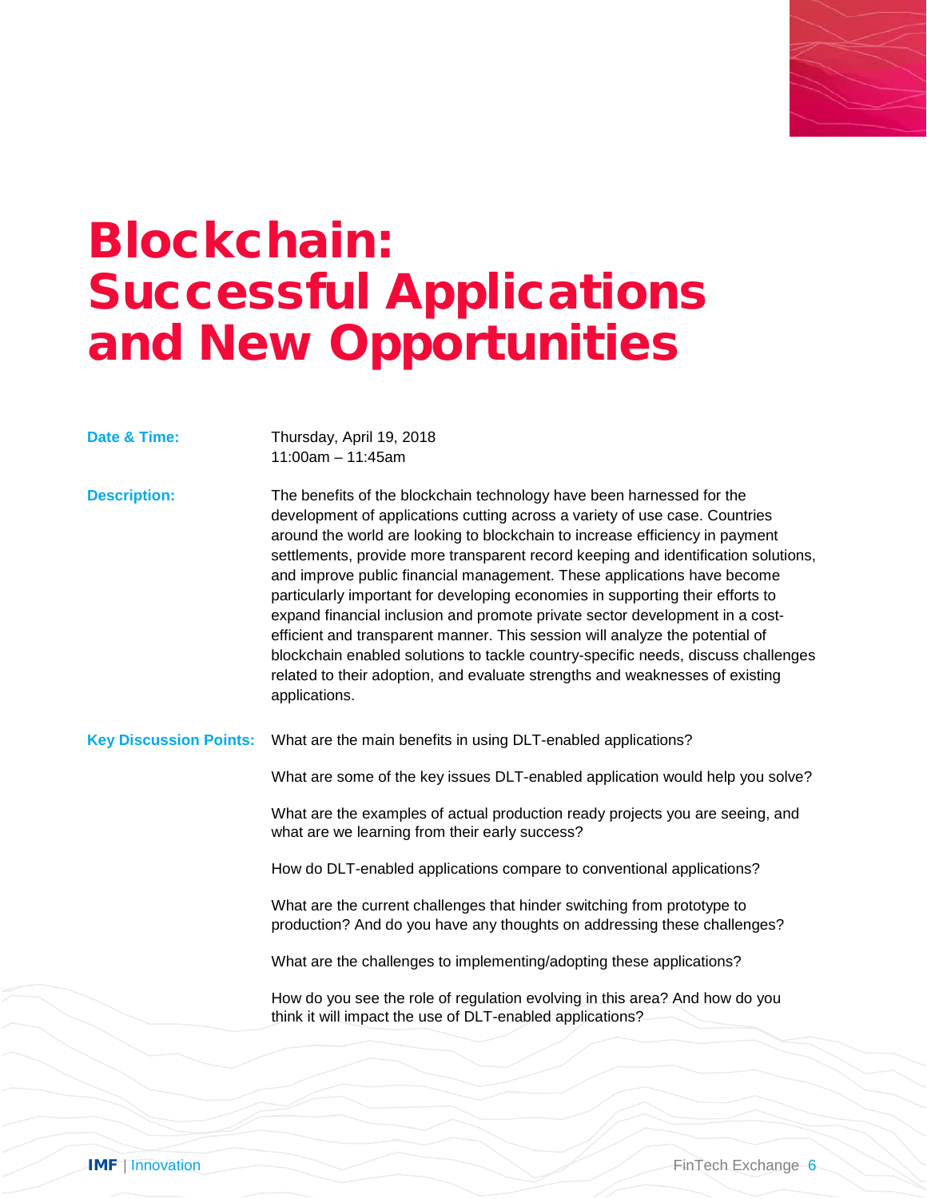# Blockchain: Successful Applications and New Opportunities

**Date & Time:** Thursday, April 19, 2018
11:00am – 11:45am

**Description:** The benefits of the blockchain technology have been harnessed for the development of applications cutting across a variety of use case. Countries around the world are looking to blockchain to increase efficiency in payment settlements, provide more transparent record keeping and identification solutions, and improve public financial management. These applications have become particularly important for developing economies in supporting their efforts to expand financial inclusion and promote private sector development in a cost-efficient and transparent manner. This session will analyze the potential of blockchain enabled solutions to tackle country-specific needs, discuss challenges related to their adoption, and evaluate strengths and weaknesses of existing applications.

**Key Discussion Points:**

What are the main benefits in using DLT-enabled applications?

What are some of the key issues DLT-enabled application would help you solve?

What are the examples of actual production ready projects you are seeing, and what are we learning from their early success?

How do DLT-enabled applications compare to conventional applications?

What are the current challenges that hinder switching from prototype to production? And do you have any thoughts on addressing these challenges?

What are the challenges to implementing/adopting these applications?

How do you see the role of regulation evolving in this area? And how do you think it will impact the use of DLT-enabled applications?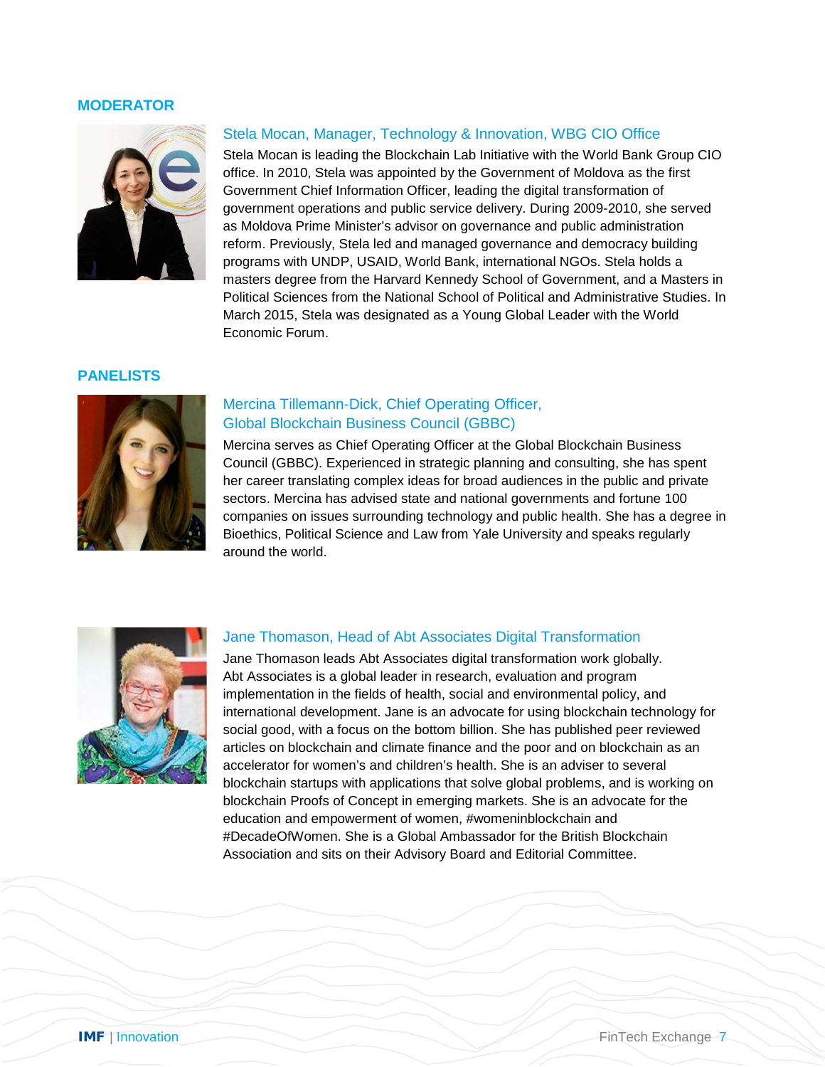## MODERATOR

### Stela Mocan, Manager, Technology & Innovation, WBG CIO Office

Stela Mocan is leading the Blockchain Lab Initiative with the World Bank Group CIO office. In 2010, Stela was appointed by the Government of Moldova as the first Government Chief Information Officer, leading the digital transformation of government operations and public service delivery. During 2009-2010, she served as Moldova Prime Minister's advisor on governance and public administration reform. Previously, Stela led and managed governance and democracy building programs with UNDP, USAID, World Bank, international NGOs. Stela holds a masters degree from the Harvard Kennedy School of Government, and a Masters in Political Sciences from the National School of Political and Administrative Studies. In March 2015, Stela was designated as a Young Global Leader with the World Economic Forum.

## PANELISTS

### Mercina Tillemann-Dick, Chief Operating Officer, Global Blockchain Business Council (GBBC)

Mercina serves as Chief Operating Officer at the Global Blockchain Business Council (GBBC). Experienced in strategic planning and consulting, she has spent her career translating complex ideas for broad audiences in the public and private sectors. Mercina has advised state and national governments and fortune 100 companies on issues surrounding technology and public health. She has a degree in Bioethics, Political Science and Law from Yale University and speaks regularly around the world.

### Jane Thomason, Head of Abt Associates Digital Transformation

Jane Thomason leads Abt Associates digital transformation work globally. Abt Associates is a global leader in research, evaluation and program implementation in the fields of health, social and environmental policy, and international development. Jane is an advocate for using blockchain technology for social good, with a focus on the bottom billion. She has published peer reviewed articles on blockchain and climate finance and the poor and on blockchain as an accelerator for women's and children's health. She is an adviser to several blockchain startups with applications that solve global problems, and is working on blockchain Proofs of Concept in emerging markets. She is an advocate for the education and empowerment of women, #womeninblockchain and #DecadeOfWomen. She is a Global Ambassador for the British Blockchain Association and sits on their Advisory Board and Editorial Committee.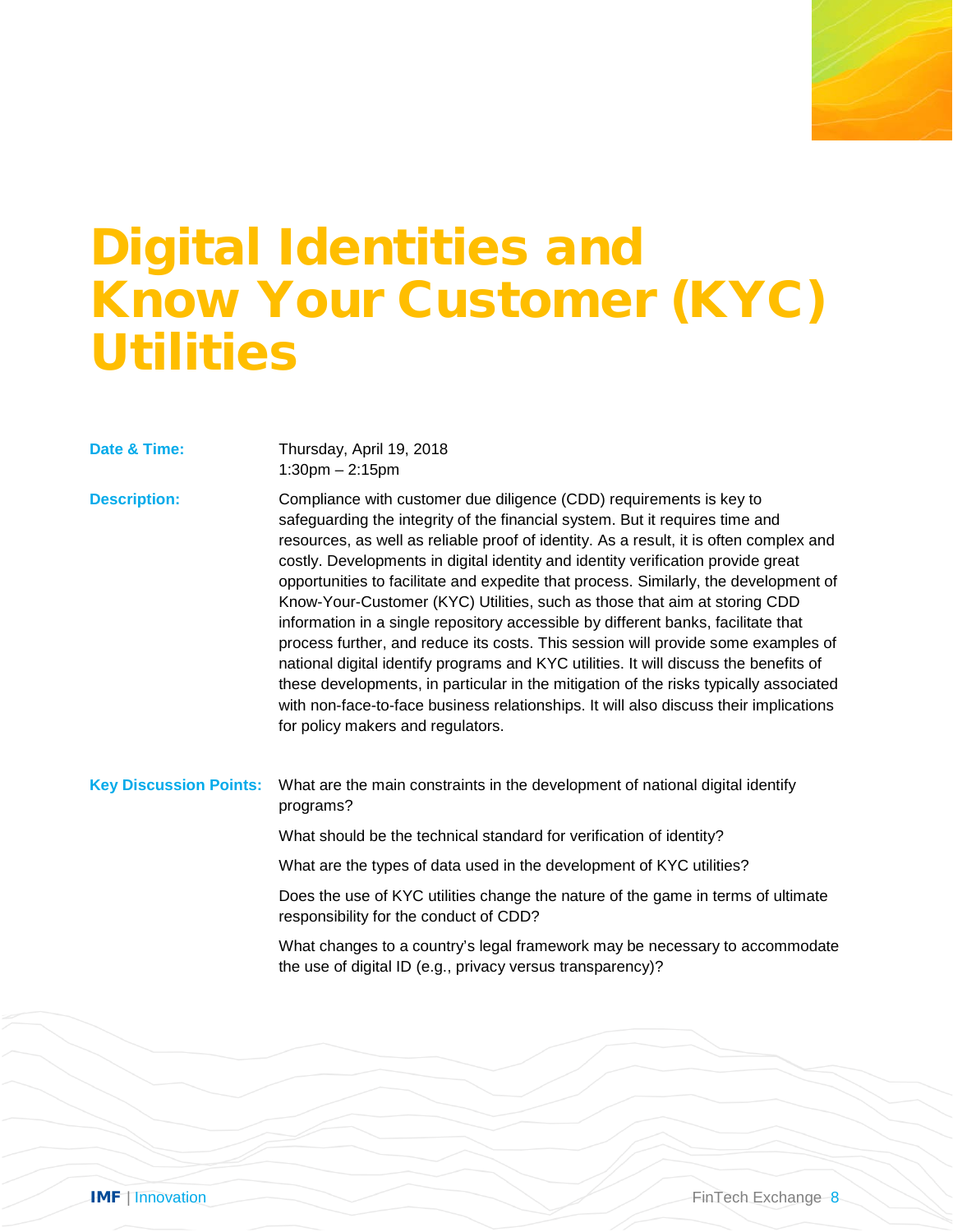# Digital Identities and Know Your Customer (KYC) Utilities

**Date & Time:** Thursday, April 19, 2018
1:30pm – 2:15pm

**Description:** Compliance with customer due diligence (CDD) requirements is key to safeguarding the integrity of the financial system. But it requires time and resources, as well as reliable proof of identity. As a result, it is often complex and costly. Developments in digital identity and identity verification provide great opportunities to facilitate and expedite that process. Similarly, the development of Know-Your-Customer (KYC) Utilities, such as those that aim at storing CDD information in a single repository accessible by different banks, facilitate that process further, and reduce its costs. This session will provide some examples of national digital identify programs and KYC utilities. It will discuss the benefits of these developments, in particular in the mitigation of the risks typically associated with non-face-to-face business relationships. It will also discuss their implications for policy makers and regulators.

**Key Discussion Points:**

What are the main constraints in the development of national digital identify programs?

What should be the technical standard for verification of identity?

What are the types of data used in the development of KYC utilities?

Does the use of KYC utilities change the nature of the game in terms of ultimate responsibility for the conduct of CDD?

What changes to a country's legal framework may be necessary to accommodate the use of digital ID (e.g., privacy versus transparency)?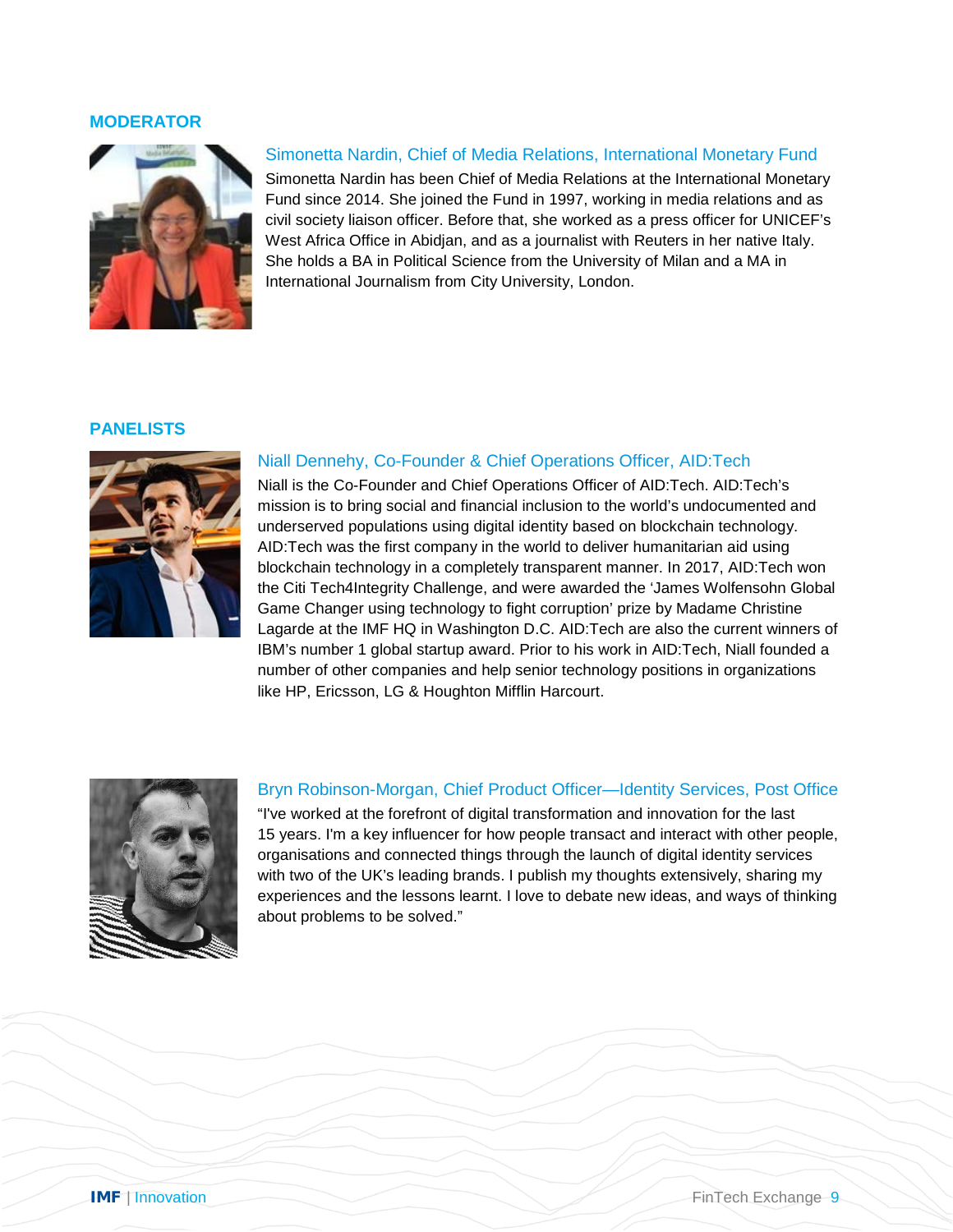## MODERATOR

### Simonetta Nardin, Chief of Media Relations, International Monetary Fund

Simonetta Nardin has been Chief of Media Relations at the International Monetary Fund since 2014. She joined the Fund in 1997, working in media relations and as civil society liaison officer. Before that, she worked as a press officer for UNICEF's West Africa Office in Abidjan, and as a journalist with Reuters in her native Italy. She holds a BA in Political Science from the University of Milan and a MA in International Journalism from City University, London.

## PANELISTS

### Niall Dennehy, Co-Founder & Chief Operations Officer, AID:Tech

Niall is the Co-Founder and Chief Operations Officer of AID:Tech. AID:Tech's mission is to bring social and financial inclusion to the world's undocumented and underserved populations using digital identity based on blockchain technology. AID:Tech was the first company in the world to deliver humanitarian aid using blockchain technology in a completely transparent manner. In 2017, AID:Tech won the Citi Tech4Integrity Challenge, and were awarded the 'James Wolfensohn Global Game Changer using technology to fight corruption' prize by Madame Christine Lagarde at the IMF HQ in Washington D.C. AID:Tech are also the current winners of IBM's number 1 global startup award. Prior to his work in AID:Tech, Niall founded a number of other companies and help senior technology positions in organizations like HP, Ericsson, LG & Houghton Mifflin Harcourt.

### Bryn Robinson-Morgan, Chief Product Officer—Identity Services, Post Office

"I've worked at the forefront of digital transformation and innovation for the last 15 years. I'm a key influencer for how people transact and interact with other people, organisations and connected things through the launch of digital identity services with two of the UK's leading brands. I publish my thoughts extensively, sharing my experiences and the lessons learnt. I love to debate new ideas, and ways of thinking about problems to be solved."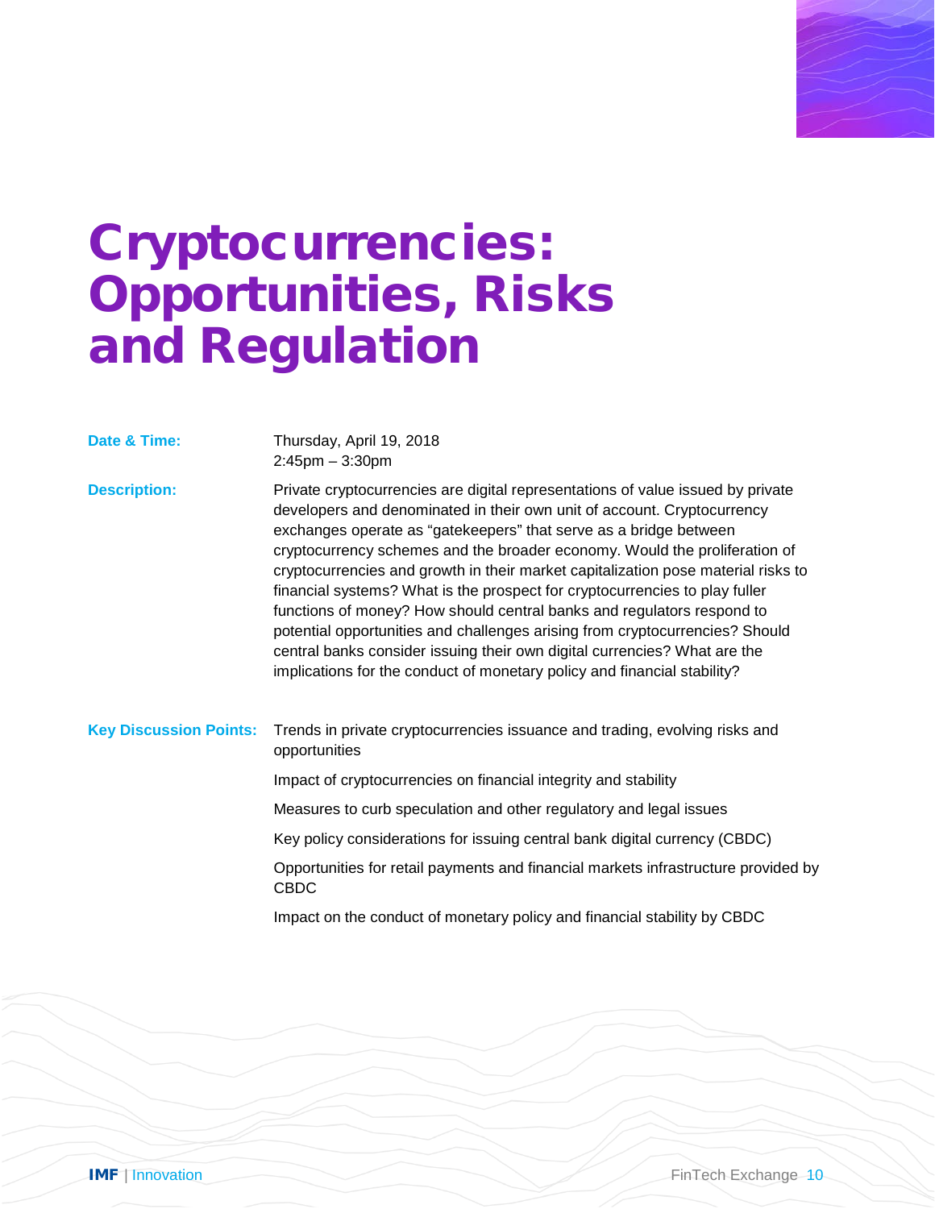# Cryptocurrencies: Opportunities, Risks and Regulation

**Date & Time:** Thursday, April 19, 2018
2:45pm – 3:30pm

**Description:** Private cryptocurrencies are digital representations of value issued by private developers and denominated in their own unit of account. Cryptocurrency exchanges operate as "gatekeepers" that serve as a bridge between cryptocurrency schemes and the broader economy. Would the proliferation of cryptocurrencies and growth in their market capitalization pose material risks to financial systems? What is the prospect for cryptocurrencies to play fuller functions of money? How should central banks and regulators respond to potential opportunities and challenges arising from cryptocurrencies? Should central banks consider issuing their own digital currencies? What are the implications for the conduct of monetary policy and financial stability?

**Key Discussion Points:**

Trends in private cryptocurrencies issuance and trading, evolving risks and opportunities

Impact of cryptocurrencies on financial integrity and stability

Measures to curb speculation and other regulatory and legal issues

Key policy considerations for issuing central bank digital currency (CBDC)

Opportunities for retail payments and financial markets infrastructure provided by CBDC

Impact on the conduct of monetary policy and financial stability by CBDC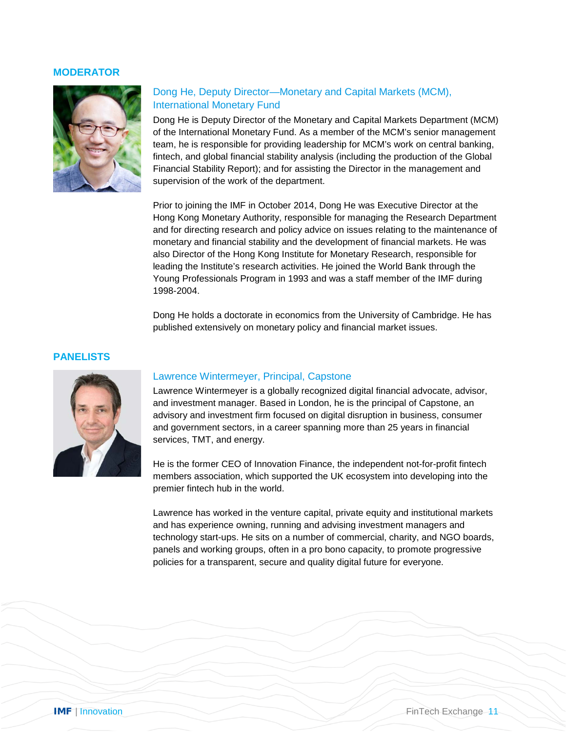## MODERATOR

### Dong He, Deputy Director—Monetary and Capital Markets (MCM), International Monetary Fund

Dong He is Deputy Director of the Monetary and Capital Markets Department (MCM) of the International Monetary Fund. As a member of the MCM's senior management team, he is responsible for providing leadership for MCM's work on central banking, fintech, and global financial stability analysis (including the production of the Global Financial Stability Report); and for assisting the Director in the management and supervision of the work of the department.

Prior to joining the IMF in October 2014, Dong He was Executive Director at the Hong Kong Monetary Authority, responsible for managing the Research Department and for directing research and policy advice on issues relating to the maintenance of monetary and financial stability and the development of financial markets. He was also Director of the Hong Kong Institute for Monetary Research, responsible for leading the Institute's research activities. He joined the World Bank through the Young Professionals Program in 1993 and was a staff member of the IMF during 1998-2004.

Dong He holds a doctorate in economics from the University of Cambridge. He has published extensively on monetary policy and financial market issues.

## PANELISTS

### Lawrence Wintermeyer, Principal, Capstone

Lawrence Wintermeyer is a globally recognized digital financial advocate, advisor, and investment manager. Based in London, he is the principal of Capstone, an advisory and investment firm focused on digital disruption in business, consumer and government sectors, in a career spanning more than 25 years in financial services, TMT, and energy.

He is the former CEO of Innovation Finance, the independent not-for-profit fintech members association, which supported the UK ecosystem into developing into the premier fintech hub in the world.

Lawrence has worked in the venture capital, private equity and institutional markets and has experience owning, running and advising investment managers and technology start-ups. He sits on a number of commercial, charity, and NGO boards, panels and working groups, often in a pro bono capacity, to promote progressive policies for a transparent, secure and quality digital future for everyone.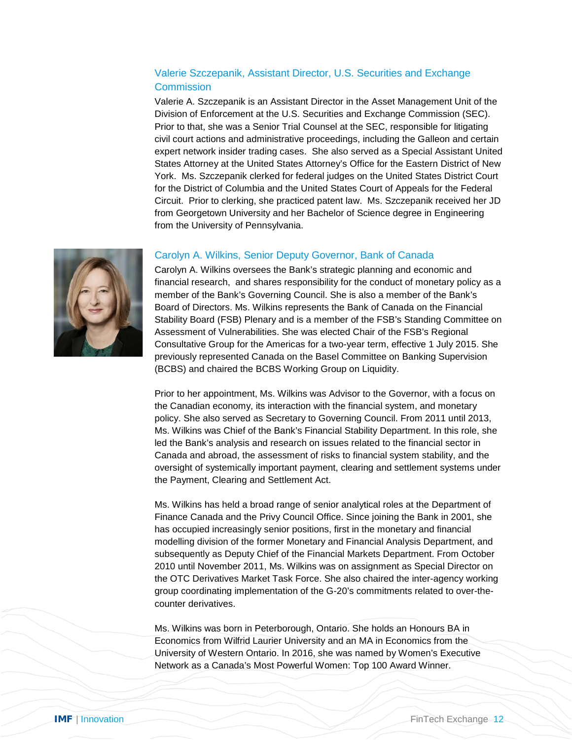### Valerie Szczepanik, Assistant Director, U.S. Securities and Exchange Commission

Valerie A. Szczepanik is an Assistant Director in the Asset Management Unit of the Division of Enforcement at the U.S. Securities and Exchange Commission (SEC). Prior to that, she was a Senior Trial Counsel at the SEC, responsible for litigating civil court actions and administrative proceedings, including the Galleon and certain expert network insider trading cases. She also served as a Special Assistant United States Attorney at the United States Attorney's Office for the Eastern District of New York. Ms. Szczepanik clerked for federal judges on the United States District Court for the District of Columbia and the United States Court of Appeals for the Federal Circuit. Prior to clerking, she practiced patent law. Ms. Szczepanik received her JD from Georgetown University and her Bachelor of Science degree in Engineering from the University of Pennsylvania.

### Carolyn A. Wilkins, Senior Deputy Governor, Bank of Canada

Carolyn A. Wilkins oversees the Bank's strategic planning and economic and financial research, and shares responsibility for the conduct of monetary policy as a member of the Bank's Governing Council. She is also a member of the Bank's Board of Directors. Ms. Wilkins represents the Bank of Canada on the Financial Stability Board (FSB) Plenary and is a member of the FSB's Standing Committee on Assessment of Vulnerabilities. She was elected Chair of the FSB's Regional Consultative Group for the Americas for a two-year term, effective 1 July 2015. She previously represented Canada on the Basel Committee on Banking Supervision (BCBS) and chaired the BCBS Working Group on Liquidity.

Prior to her appointment, Ms. Wilkins was Advisor to the Governor, with a focus on the Canadian economy, its interaction with the financial system, and monetary policy. She also served as Secretary to Governing Council. From 2011 until 2013, Ms. Wilkins was Chief of the Bank's Financial Stability Department. In this role, she led the Bank's analysis and research on issues related to the financial sector in Canada and abroad, the assessment of risks to financial system stability, and the oversight of systemically important payment, clearing and settlement systems under the Payment, Clearing and Settlement Act.

Ms. Wilkins has held a broad range of senior analytical roles at the Department of Finance Canada and the Privy Council Office. Since joining the Bank in 2001, she has occupied increasingly senior positions, first in the monetary and financial modelling division of the former Monetary and Financial Analysis Department, and subsequently as Deputy Chief of the Financial Markets Department. From October 2010 until November 2011, Ms. Wilkins was on assignment as Special Director on the OTC Derivatives Market Task Force. She also chaired the inter-agency working group coordinating implementation of the G-20's commitments related to over-the-counter derivatives.

Ms. Wilkins was born in Peterborough, Ontario. She holds an Honours BA in Economics from Wilfrid Laurier University and an MA in Economics from the University of Western Ontario. In 2016, she was named by Women's Executive Network as a Canada's Most Powerful Women: Top 100 Award Winner.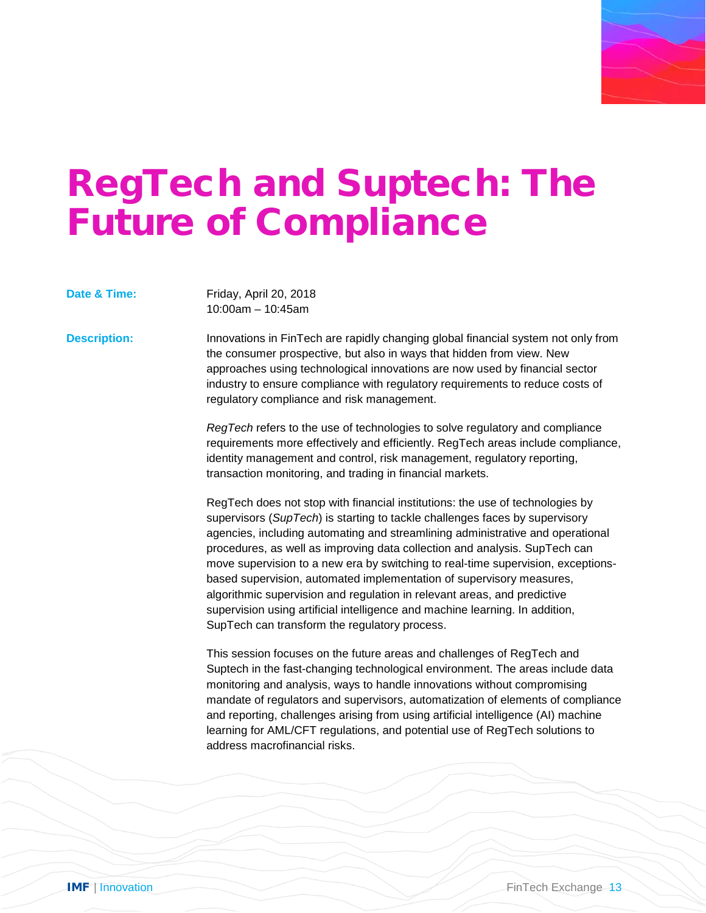# RegTech and Suptech: The Future of Compliance

**Date & Time:** Friday, April 20, 2018
10:00am – 10:45am

**Description:** Innovations in FinTech are rapidly changing global financial system not only from the consumer prospective, but also in ways that hidden from view. New approaches using technological innovations are now used by financial sector industry to ensure compliance with regulatory requirements to reduce costs of regulatory compliance and risk management.

*RegTech* refers to the use of technologies to solve regulatory and compliance requirements more effectively and efficiently. RegTech areas include compliance, identity management and control, risk management, regulatory reporting, transaction monitoring, and trading in financial markets.

RegTech does not stop with financial institutions: the use of technologies by supervisors (*SupTech*) is starting to tackle challenges faces by supervisory agencies, including automating and streamlining administrative and operational procedures, as well as improving data collection and analysis. SupTech can move supervision to a new era by switching to real-time supervision, exceptions-based supervision, automated implementation of supervisory measures, algorithmic supervision and regulation in relevant areas, and predictive supervision using artificial intelligence and machine learning. In addition, SupTech can transform the regulatory process.

This session focuses on the future areas and challenges of RegTech and Suptech in the fast-changing technological environment. The areas include data monitoring and analysis, ways to handle innovations without compromising mandate of regulators and supervisors, automatization of elements of compliance and reporting, challenges arising from using artificial intelligence (AI) machine learning for AML/CFT regulations, and potential use of RegTech solutions to address macrofinancial risks.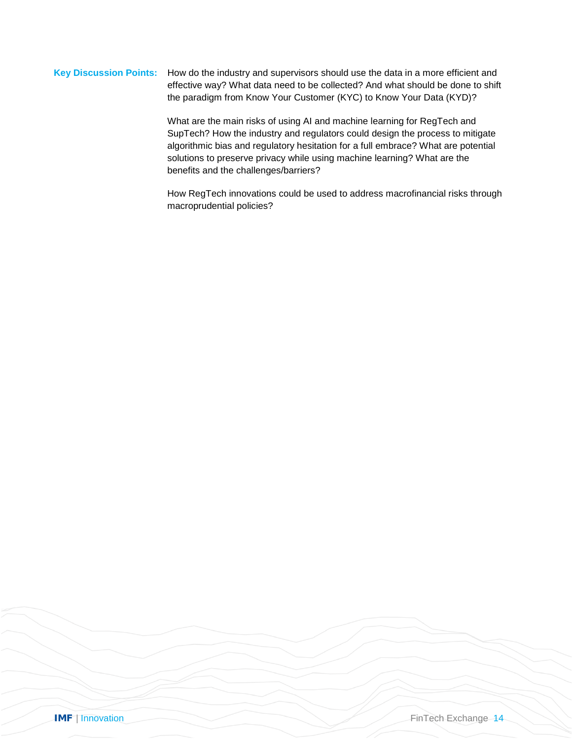**Key Discussion Points:** How do the industry and supervisors should use the data in a more efficient and effective way? What data need to be collected? And what should be done to shift the paradigm from Know Your Customer (KYC) to Know Your Data (KYD)?

What are the main risks of using AI and machine learning for RegTech and SupTech? How the industry and regulators could design the process to mitigate algorithmic bias and regulatory hesitation for a full embrace? What are potential solutions to preserve privacy while using machine learning? What are the benefits and the challenges/barriers?

How RegTech innovations could be used to address macrofinancial risks through macroprudential policies?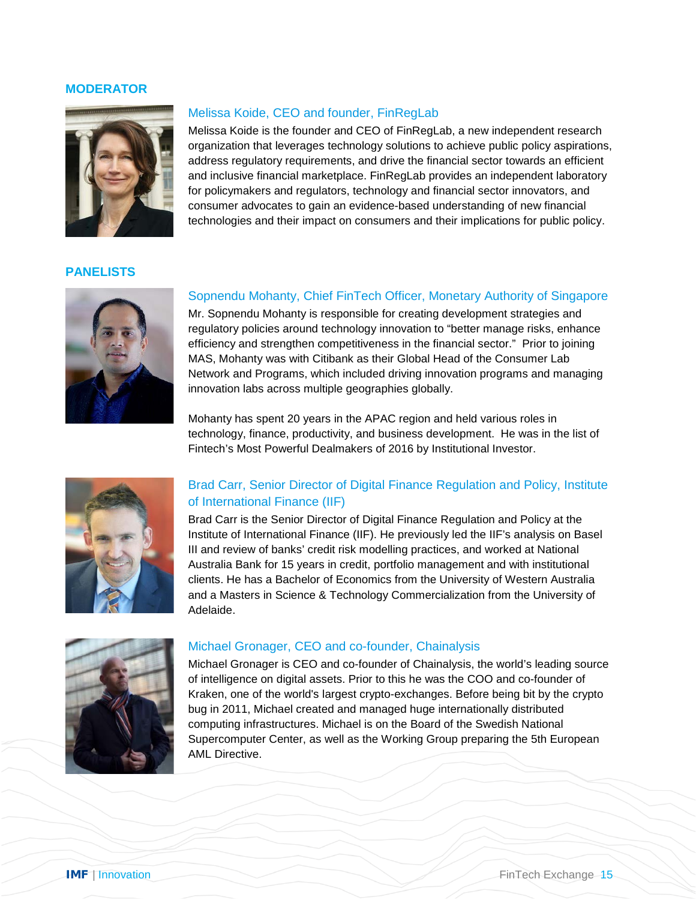## MODERATOR

### Melissa Koide, CEO and founder, FinRegLab

Melissa Koide is the founder and CEO of FinRegLab, a new independent research organization that leverages technology solutions to achieve public policy aspirations, address regulatory requirements, and drive the financial sector towards an efficient and inclusive financial marketplace. FinRegLab provides an independent laboratory for policymakers and regulators, technology and financial sector innovators, and consumer advocates to gain an evidence-based understanding of new financial technologies and their impact on consumers and their implications for public policy.

## PANELISTS

### Sopnendu Mohanty, Chief FinTech Officer, Monetary Authority of Singapore

Mr. Sopnendu Mohanty is responsible for creating development strategies and regulatory policies around technology innovation to "better manage risks, enhance efficiency and strengthen competitiveness in the financial sector." Prior to joining MAS, Mohanty was with Citibank as their Global Head of the Consumer Lab Network and Programs, which included driving innovation programs and managing innovation labs across multiple geographies globally.

Mohanty has spent 20 years in the APAC region and held various roles in technology, finance, productivity, and business development. He was in the list of Fintech's Most Powerful Dealmakers of 2016 by Institutional Investor.

### Brad Carr, Senior Director of Digital Finance Regulation and Policy, Institute of International Finance (IIF)

Brad Carr is the Senior Director of Digital Finance Regulation and Policy at the Institute of International Finance (IIF). He previously led the IIF's analysis on Basel III and review of banks' credit risk modelling practices, and worked at National Australia Bank for 15 years in credit, portfolio management and with institutional clients. He has a Bachelor of Economics from the University of Western Australia and a Masters in Science & Technology Commercialization from the University of Adelaide.

### Michael Gronager, CEO and co-founder, Chainalysis

Michael Gronager is CEO and co-founder of Chainalysis, the world's leading source of intelligence on digital assets. Prior to this he was the COO and co-founder of Kraken, one of the world's largest crypto-exchanges. Before being bit by the crypto bug in 2011, Michael created and managed huge internationally distributed computing infrastructures. Michael is on the Board of the Swedish National Supercomputer Center, as well as the Working Group preparing the 5th European AML Directive.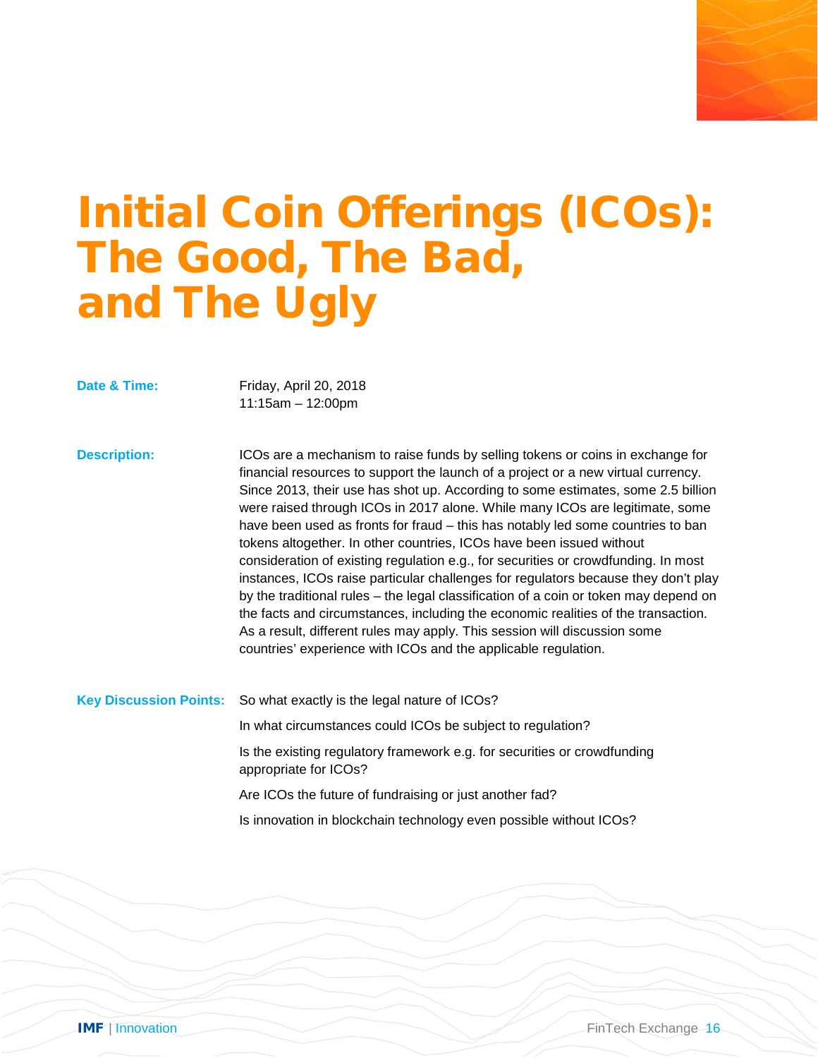# Initial Coin Offerings (ICOs): The Good, The Bad, and The Ugly

**Date & Time:** Friday, April 20, 2018
11:15am – 12:00pm

**Description:** ICOs are a mechanism to raise funds by selling tokens or coins in exchange for financial resources to support the launch of a project or a new virtual currency. Since 2013, their use has shot up. According to some estimates, some 2.5 billion were raised through ICOs in 2017 alone. While many ICOs are legitimate, some have been used as fronts for fraud – this has notably led some countries to ban tokens altogether. In other countries, ICOs have been issued without consideration of existing regulation e.g., for securities or crowdfunding. In most instances, ICOs raise particular challenges for regulators because they don't play by the traditional rules – the legal classification of a coin or token may depend on the facts and circumstances, including the economic realities of the transaction. As a result, different rules may apply. This session will discussion some countries' experience with ICOs and the applicable regulation.

**Key Discussion Points:**

So what exactly is the legal nature of ICOs?

In what circumstances could ICOs be subject to regulation?

Is the existing regulatory framework e.g. for securities or crowdfunding appropriate for ICOs?

Are ICOs the future of fundraising or just another fad?

Is innovation in blockchain technology even possible without ICOs?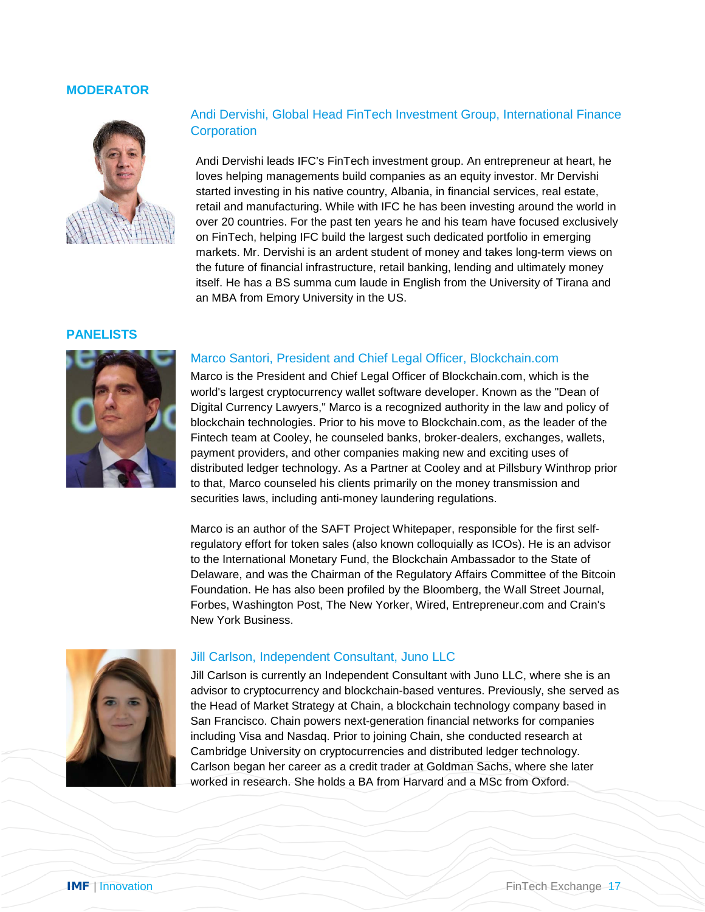## MODERATOR

### Andi Dervishi, Global Head FinTech Investment Group, International Finance Corporation

Andi Dervishi leads IFC's FinTech investment group. An entrepreneur at heart, he loves helping managements build companies as an equity investor. Mr Dervishi started investing in his native country, Albania, in financial services, real estate, retail and manufacturing. While with IFC he has been investing around the world in over 20 countries. For the past ten years he and his team have focused exclusively on FinTech, helping IFC build the largest such dedicated portfolio in emerging markets. Mr. Dervishi is an ardent student of money and takes long-term views on the future of financial infrastructure, retail banking, lending and ultimately money itself. He has a BS summa cum laude in English from the University of Tirana and an MBA from Emory University in the US.

## PANELISTS

### Marco Santori, President and Chief Legal Officer, Blockchain.com

Marco is the President and Chief Legal Officer of Blockchain.com, which is the world's largest cryptocurrency wallet software developer. Known as the "Dean of Digital Currency Lawyers," Marco is a recognized authority in the law and policy of blockchain technologies. Prior to his move to Blockchain.com, as the leader of the Fintech team at Cooley, he counseled banks, broker-dealers, exchanges, wallets, payment providers, and other companies making new and exciting uses of distributed ledger technology. As a Partner at Cooley and at Pillsbury Winthrop prior to that, Marco counseled his clients primarily on the money transmission and securities laws, including anti-money laundering regulations.

Marco is an author of the SAFT Project Whitepaper, responsible for the first self-regulatory effort for token sales (also known colloquially as ICOs). He is an advisor to the International Monetary Fund, the Blockchain Ambassador to the State of Delaware, and was the Chairman of the Regulatory Affairs Committee of the Bitcoin Foundation. He has also been profiled by the Bloomberg, the Wall Street Journal, Forbes, Washington Post, The New Yorker, Wired, Entrepreneur.com and Crain's New York Business.

### Jill Carlson, Independent Consultant, Juno LLC

Jill Carlson is currently an Independent Consultant with Juno LLC, where she is an advisor to cryptocurrency and blockchain-based ventures. Previously, she served as the Head of Market Strategy at Chain, a blockchain technology company based in San Francisco. Chain powers next-generation financial networks for companies including Visa and Nasdaq. Prior to joining Chain, she conducted research at Cambridge University on cryptocurrencies and distributed ledger technology. Carlson began her career as a credit trader at Goldman Sachs, where she later worked in research. She holds a BA from Harvard and a MSc from Oxford.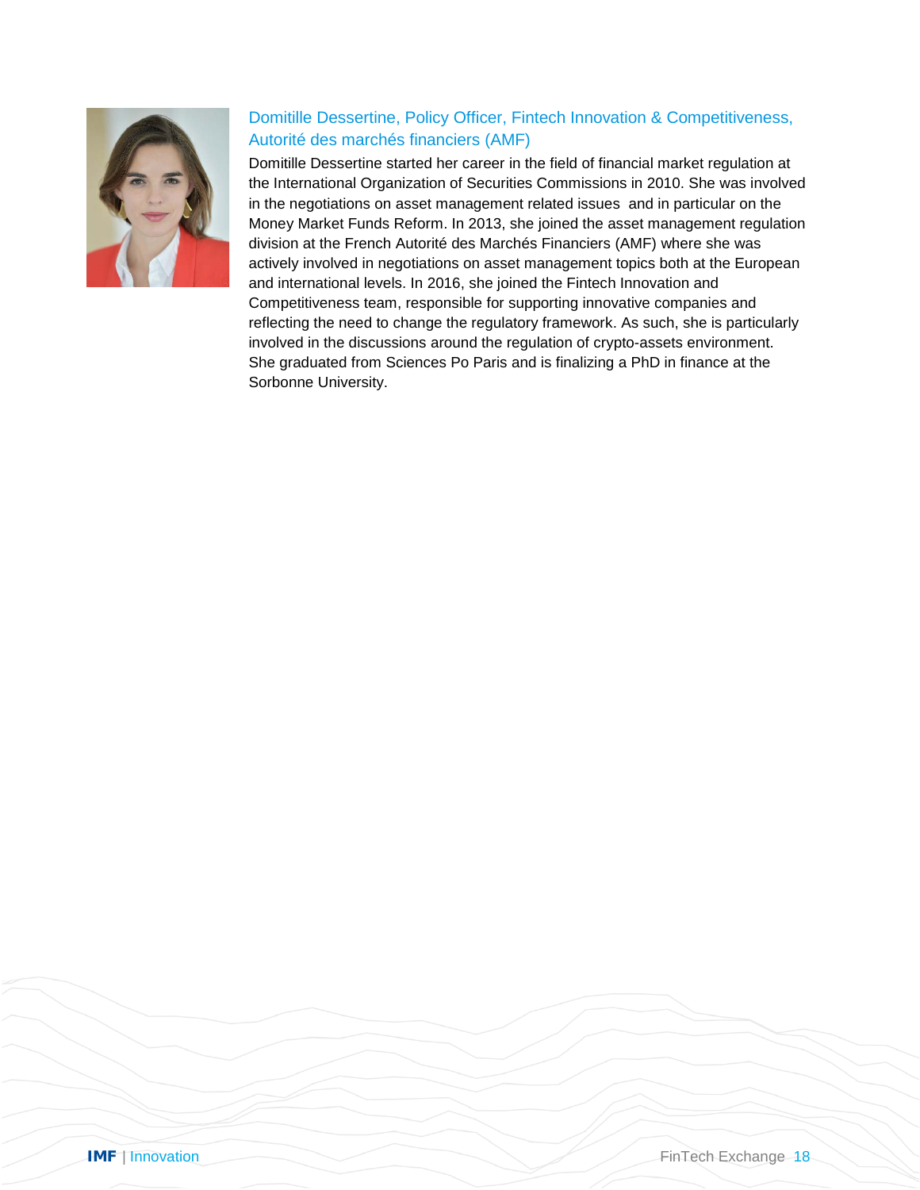### Domitille Dessertine, Policy Officer, Fintech Innovation & Competitiveness, Autorité des marchés financiers (AMF)

Domitille Dessertine started her career in the field of financial market regulation at the International Organization of Securities Commissions in 2010. She was involved in the negotiations on asset management related issues and in particular on the Money Market Funds Reform. In 2013, she joined the asset management regulation division at the French Autorité des Marchés Financiers (AMF) where she was actively involved in negotiations on asset management topics both at the European and international levels. In 2016, she joined the Fintech Innovation and Competitiveness team, responsible for supporting innovative companies and reflecting the need to change the regulatory framework. As such, she is particularly involved in the discussions around the regulation of crypto-assets environment. She graduated from Sciences Po Paris and is finalizing a PhD in finance at the Sorbonne University.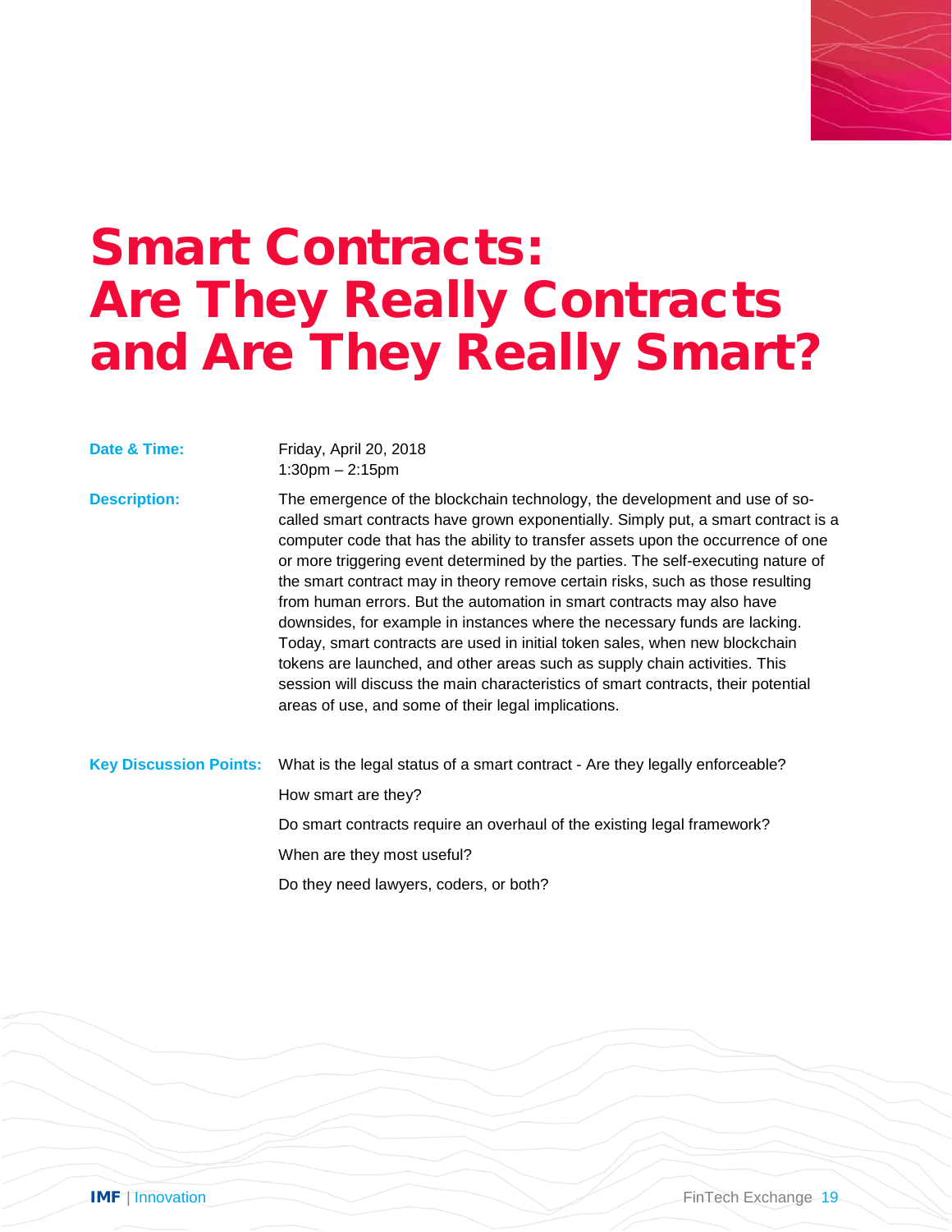# Smart Contracts: Are They Really Contracts and Are They Really Smart?

**Date & Time:** Friday, April 20, 2018
1:30pm – 2:15pm

**Description:** The emergence of the blockchain technology, the development and use of so-called smart contracts have grown exponentially. Simply put, a smart contract is a computer code that has the ability to transfer assets upon the occurrence of one or more triggering event determined by the parties. The self-executing nature of the smart contract may in theory remove certain risks, such as those resulting from human errors. But the automation in smart contracts may also have downsides, for example in instances where the necessary funds are lacking. Today, smart contracts are used in initial token sales, when new blockchain tokens are launched, and other areas such as supply chain activities. This session will discuss the main characteristics of smart contracts, their potential areas of use, and some of their legal implications.

**Key Discussion Points:**

What is the legal status of a smart contract - Are they legally enforceable?

How smart are they?

Do smart contracts require an overhaul of the existing legal framework?

When are they most useful?

Do they need lawyers, coders, or both?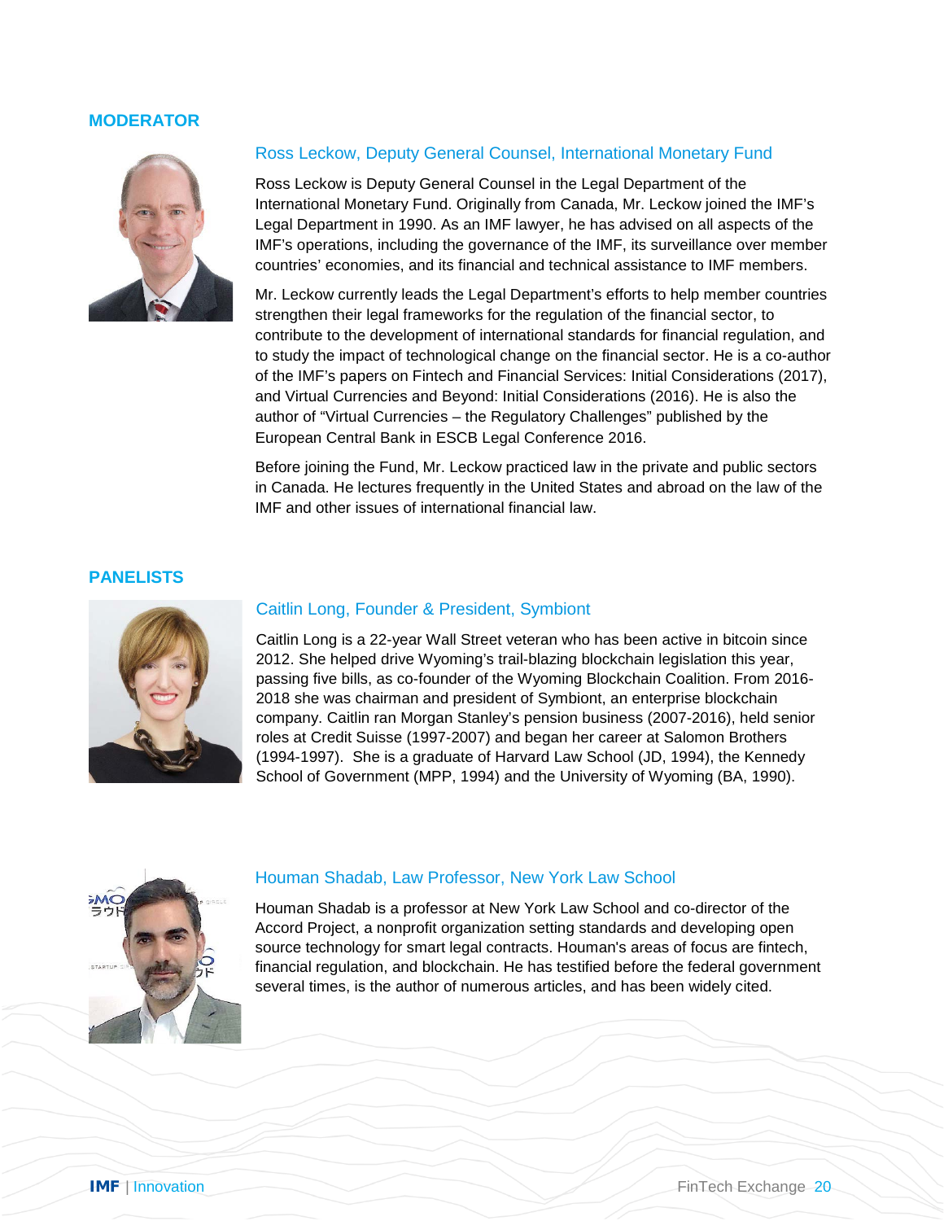## MODERATOR

### Ross Leckow, Deputy General Counsel, International Monetary Fund

Ross Leckow is Deputy General Counsel in the Legal Department of the International Monetary Fund. Originally from Canada, Mr. Leckow joined the IMF's Legal Department in 1990. As an IMF lawyer, he has advised on all aspects of the IMF's operations, including the governance of the IMF, its surveillance over member countries' economies, and its financial and technical assistance to IMF members.

Mr. Leckow currently leads the Legal Department's efforts to help member countries strengthen their legal frameworks for the regulation of the financial sector, to contribute to the development of international standards for financial regulation, and to study the impact of technological change on the financial sector. He is a co-author of the IMF's papers on Fintech and Financial Services: Initial Considerations (2017), and Virtual Currencies and Beyond: Initial Considerations (2016). He is also the author of "Virtual Currencies – the Regulatory Challenges" published by the European Central Bank in ESCB Legal Conference 2016.

Before joining the Fund, Mr. Leckow practiced law in the private and public sectors in Canada. He lectures frequently in the United States and abroad on the law of the IMF and other issues of international financial law.

## PANELISTS

### Caitlin Long, Founder & President, Symbiont

Caitlin Long is a 22-year Wall Street veteran who has been active in bitcoin since 2012. She helped drive Wyoming's trail-blazing blockchain legislation this year, passing five bills, as co-founder of the Wyoming Blockchain Coalition. From 2016-2018 she was chairman and president of Symbiont, an enterprise blockchain company. Caitlin ran Morgan Stanley's pension business (2007-2016), held senior roles at Credit Suisse (1997-2007) and began her career at Salomon Brothers (1994-1997). She is a graduate of Harvard Law School (JD, 1994), the Kennedy School of Government (MPP, 1994) and the University of Wyoming (BA, 1990).

### Houman Shadab, Law Professor, New York Law School

Houman Shadab is a professor at New York Law School and co-director of the Accord Project, a nonprofit organization setting standards and developing open source technology for smart legal contracts. Houman's areas of focus are fintech, financial regulation, and blockchain. He has testified before the federal government several times, is the author of numerous articles, and has been widely cited.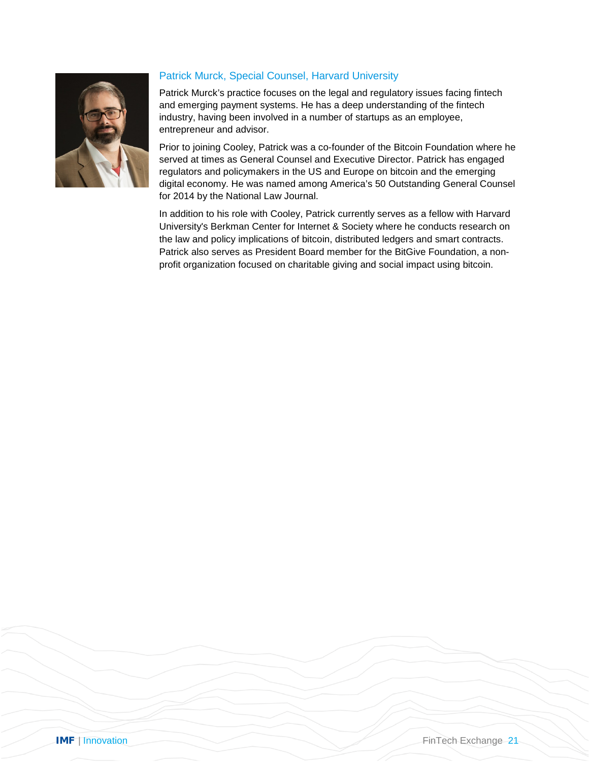### Patrick Murck, Special Counsel, Harvard University

Patrick Murck's practice focuses on the legal and regulatory issues facing fintech and emerging payment systems. He has a deep understanding of the fintech industry, having been involved in a number of startups as an employee, entrepreneur and advisor.

Prior to joining Cooley, Patrick was a co-founder of the Bitcoin Foundation where he served at times as General Counsel and Executive Director. Patrick has engaged regulators and policymakers in the US and Europe on bitcoin and the emerging digital economy. He was named among America's 50 Outstanding General Counsel for 2014 by the National Law Journal.

In addition to his role with Cooley, Patrick currently serves as a fellow with Harvard University's Berkman Center for Internet & Society where he conducts research on the law and policy implications of bitcoin, distributed ledgers and smart contracts. Patrick also serves as President Board member for the BitGive Foundation, a non-profit organization focused on charitable giving and social impact using bitcoin.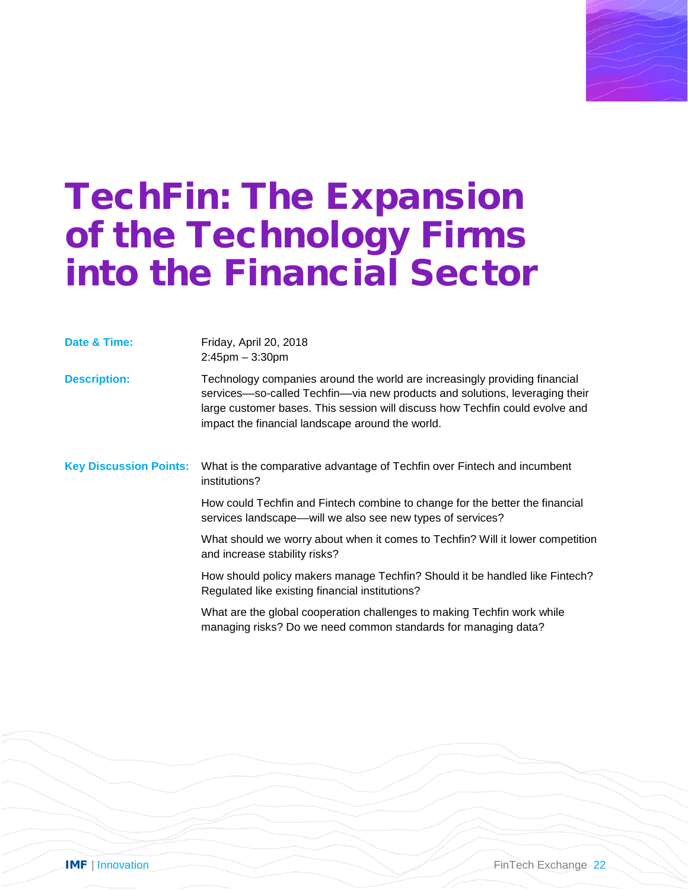# TechFin: The Expansion of the Technology Firms into the Financial Sector

**Date & Time:**
Friday, April 20, 2018
2:45pm – 3:30pm

**Description:**
Technology companies around the world are increasingly providing financial services—so-called Techfin—via new products and solutions, leveraging their large customer bases. This session will discuss how Techfin could evolve and impact the financial landscape around the world.

**Key Discussion Points:**

What is the comparative advantage of Techfin over Fintech and incumbent institutions?

How could Techfin and Fintech combine to change for the better the financial services landscape—will we also see new types of services?

What should we worry about when it comes to Techfin? Will it lower competition and increase stability risks?

How should policy makers manage Techfin? Should it be handled like Fintech? Regulated like existing financial institutions?

What are the global cooperation challenges to making Techfin work while managing risks? Do we need common standards for managing data?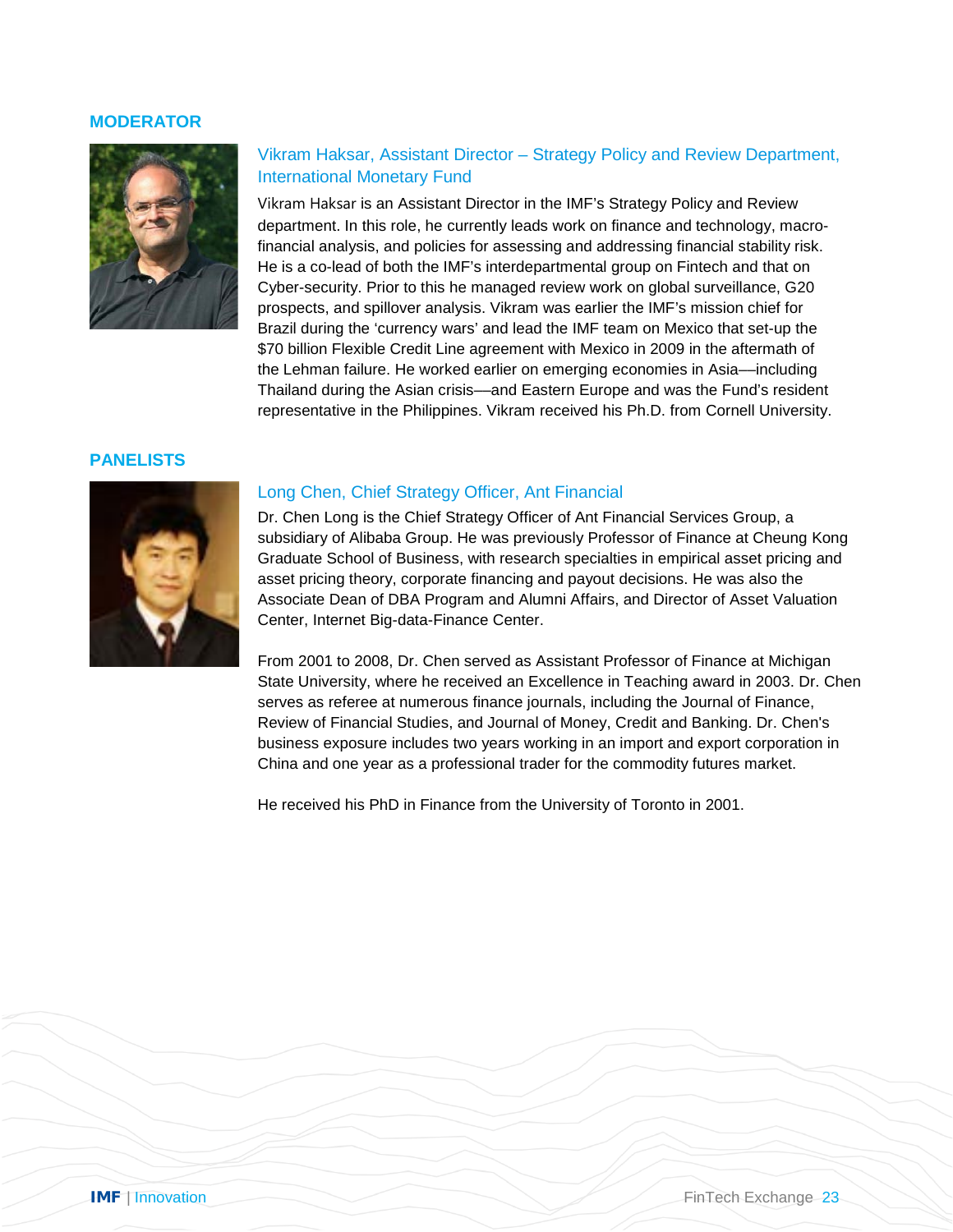## MODERATOR

### Vikram Haksar, Assistant Director – Strategy Policy and Review Department, International Monetary Fund

Vikram Haksar is an Assistant Director in the IMF's Strategy Policy and Review department. In this role, he currently leads work on finance and technology, macro-financial analysis, and policies for assessing and addressing financial stability risk. He is a co-lead of both the IMF's interdepartmental group on Fintech and that on Cyber-security. Prior to this he managed review work on global surveillance, G20 prospects, and spillover analysis. Vikram was earlier the IMF's mission chief for Brazil during the 'currency wars' and lead the IMF team on Mexico that set-up the $70 billion Flexible Credit Line agreement with Mexico in 2009 in the aftermath of the Lehman failure. He worked earlier on emerging economies in Asia—including Thailand during the Asian crisis—and Eastern Europe and was the Fund's resident representative in the Philippines. Vikram received his Ph.D. from Cornell University.

## PANELISTS

### Long Chen, Chief Strategy Officer, Ant Financial

Dr. Chen Long is the Chief Strategy Officer of Ant Financial Services Group, a subsidiary of Alibaba Group. He was previously Professor of Finance at Cheung Kong Graduate School of Business, with research specialties in empirical asset pricing and asset pricing theory, corporate financing and payout decisions. He was also the Associate Dean of DBA Program and Alumni Affairs, and Director of Asset Valuation Center, Internet Big-data-Finance Center.

From 2001 to 2008, Dr. Chen served as Assistant Professor of Finance at Michigan State University, where he received an Excellence in Teaching award in 2003. Dr. Chen serves as referee at numerous finance journals, including the Journal of Finance, Review of Financial Studies, and Journal of Money, Credit and Banking. Dr. Chen's business exposure includes two years working in an import and export corporation in China and one year as a professional trader for the commodity futures market.

He received his PhD in Finance from the University of Toronto in 2001.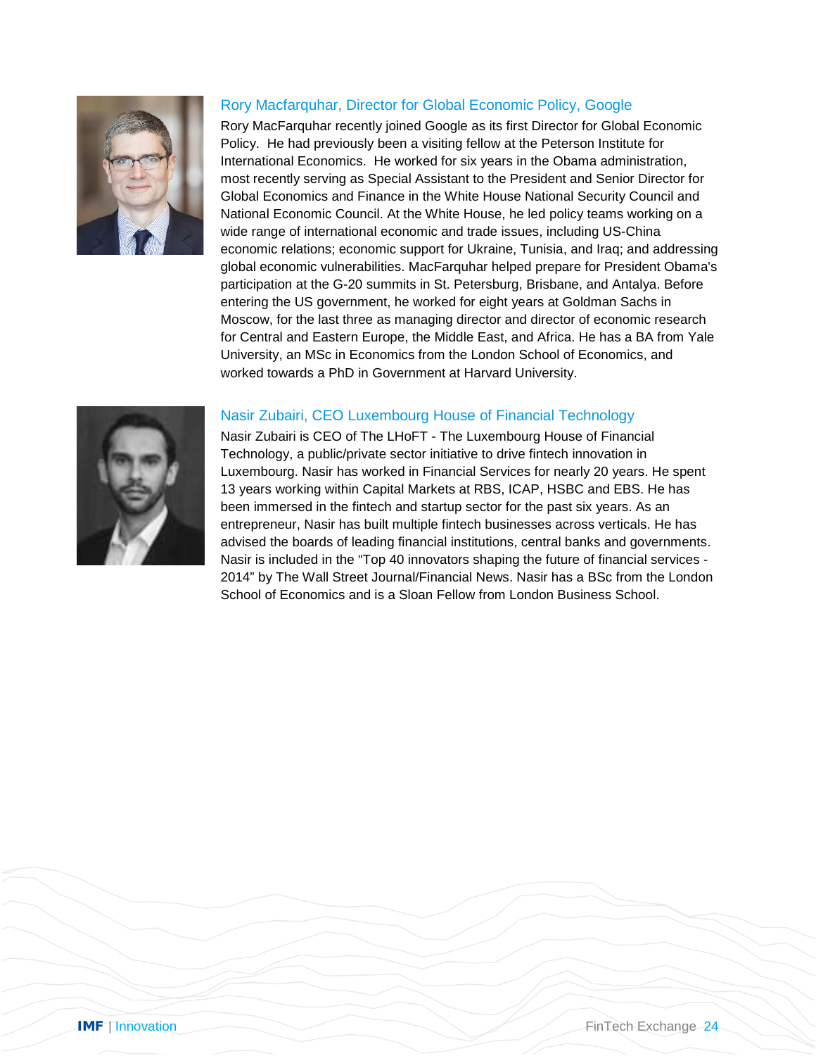### Rory Macfarquhar, Director for Global Economic Policy, Google

Rory MacFarquhar recently joined Google as its first Director for Global Economic Policy. He had previously been a visiting fellow at the Peterson Institute for International Economics. He worked for six years in the Obama administration, most recently serving as Special Assistant to the President and Senior Director for Global Economics and Finance in the White House National Security Council and National Economic Council. At the White House, he led policy teams working on a wide range of international economic and trade issues, including US-China economic relations; economic support for Ukraine, Tunisia, and Iraq; and addressing global economic vulnerabilities. MacFarquhar helped prepare for President Obama's participation at the G-20 summits in St. Petersburg, Brisbane, and Antalya. Before entering the US government, he worked for eight years at Goldman Sachs in Moscow, for the last three as managing director and director of economic research for Central and Eastern Europe, the Middle East, and Africa. He has a BA from Yale University, an MSc in Economics from the London School of Economics, and worked towards a PhD in Government at Harvard University.

### Nasir Zubairi, CEO Luxembourg House of Financial Technology

Nasir Zubairi is CEO of The LHoFT - The Luxembourg House of Financial Technology, a public/private sector initiative to drive fintech innovation in Luxembourg. Nasir has worked in Financial Services for nearly 20 years. He spent 13 years working within Capital Markets at RBS, ICAP, HSBC and EBS. He has been immersed in the fintech and startup sector for the past six years. As an entrepreneur, Nasir has built multiple fintech businesses across verticals. He has advised the boards of leading financial institutions, central banks and governments. Nasir is included in the "Top 40 innovators shaping the future of financial services - 2014" by The Wall Street Journal/Financial News. Nasir has a BSc from the London School of Economics and is a Sloan Fellow from London Business School.